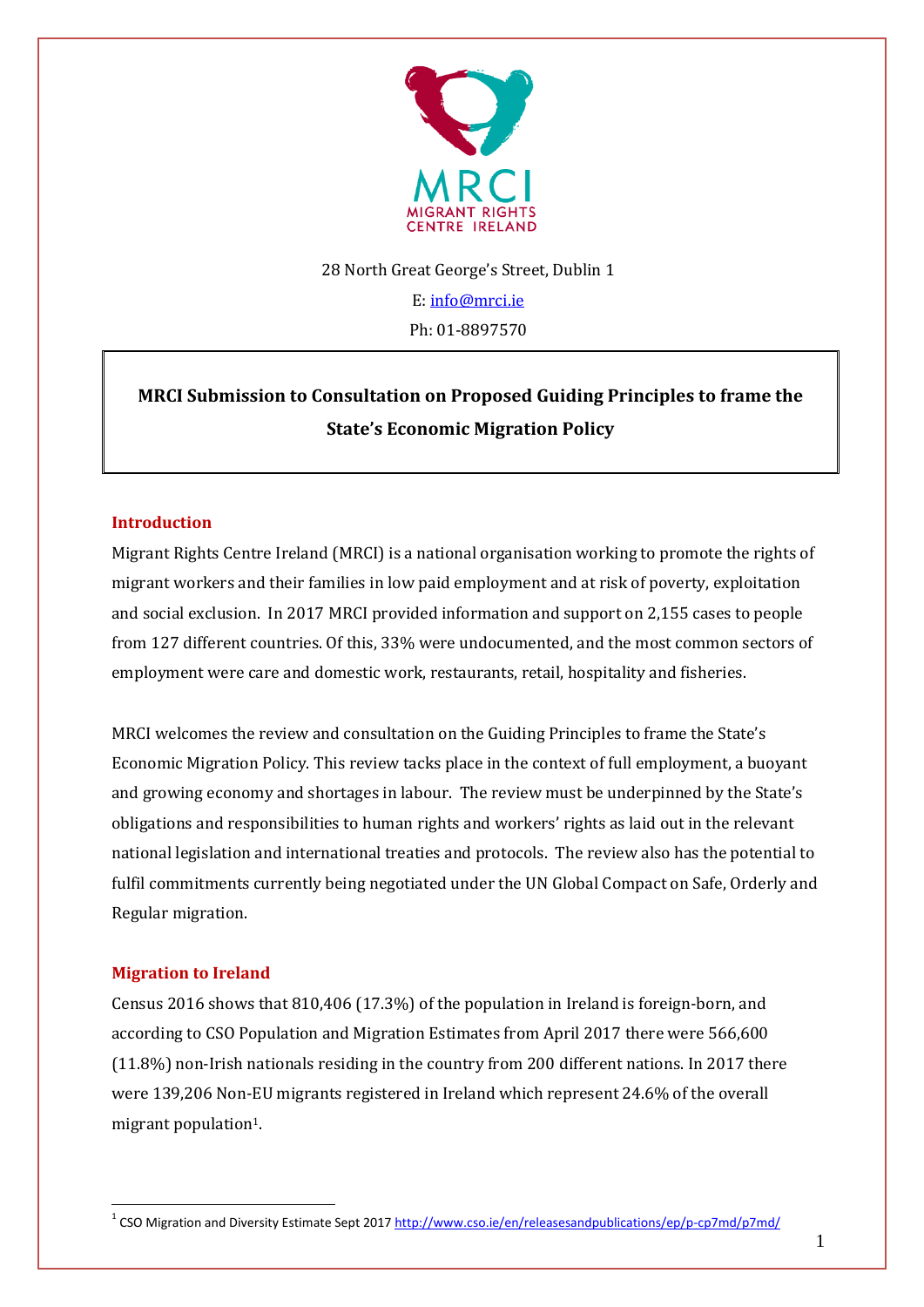MRCI
MIGRANT RIGHTS
CENTRE IRELAND

28 North Great George's Street, Dublin 1

E: info@mrci.ie

Ph: 01-8897570

# MRCI Submission to Consultation on Proposed Guiding Principles to frame the State's Economic Migration Policy

## Introduction

Migrant Rights Centre Ireland (MRCI) is a national organisation working to promote the rights of migrant workers and their families in low paid employment and at risk of poverty, exploitation and social exclusion. In 2017 MRCI provided information and support on 2,155 cases to people from 127 different countries. Of this, 33% were undocumented, and the most common sectors of employment were care and domestic work, restaurants, retail, hospitality and fisheries.

MRCI welcomes the review and consultation on the Guiding Principles to frame the State's Economic Migration Policy. This review tacks place in the context of full employment, a buoyant and growing economy and shortages in labour. The review must be underpinned by the State's obligations and responsibilities to human rights and workers' rights as laid out in the relevant national legislation and international treaties and protocols. The review also has the potential to fulfil commitments currently being negotiated under the UN Global Compact on Safe, Orderly and Regular migration.

## Migration to Ireland

Census 2016 shows that 810,406 (17.3%) of the population in Ireland is foreign-born, and according to CSO Population and Migration Estimates from April 2017 there were 566,600 (11.8%) non-Irish nationals residing in the country from 200 different nations. In 2017 there were 139,206 Non-EU migrants registered in Ireland which represent 24.6% of the overall migrant population[1].

[1] CSO Migration and Diversity Estimate Sept 2017 http://www.cso.ie/en/releasesandpublications/ep/p-cp7md/p7md/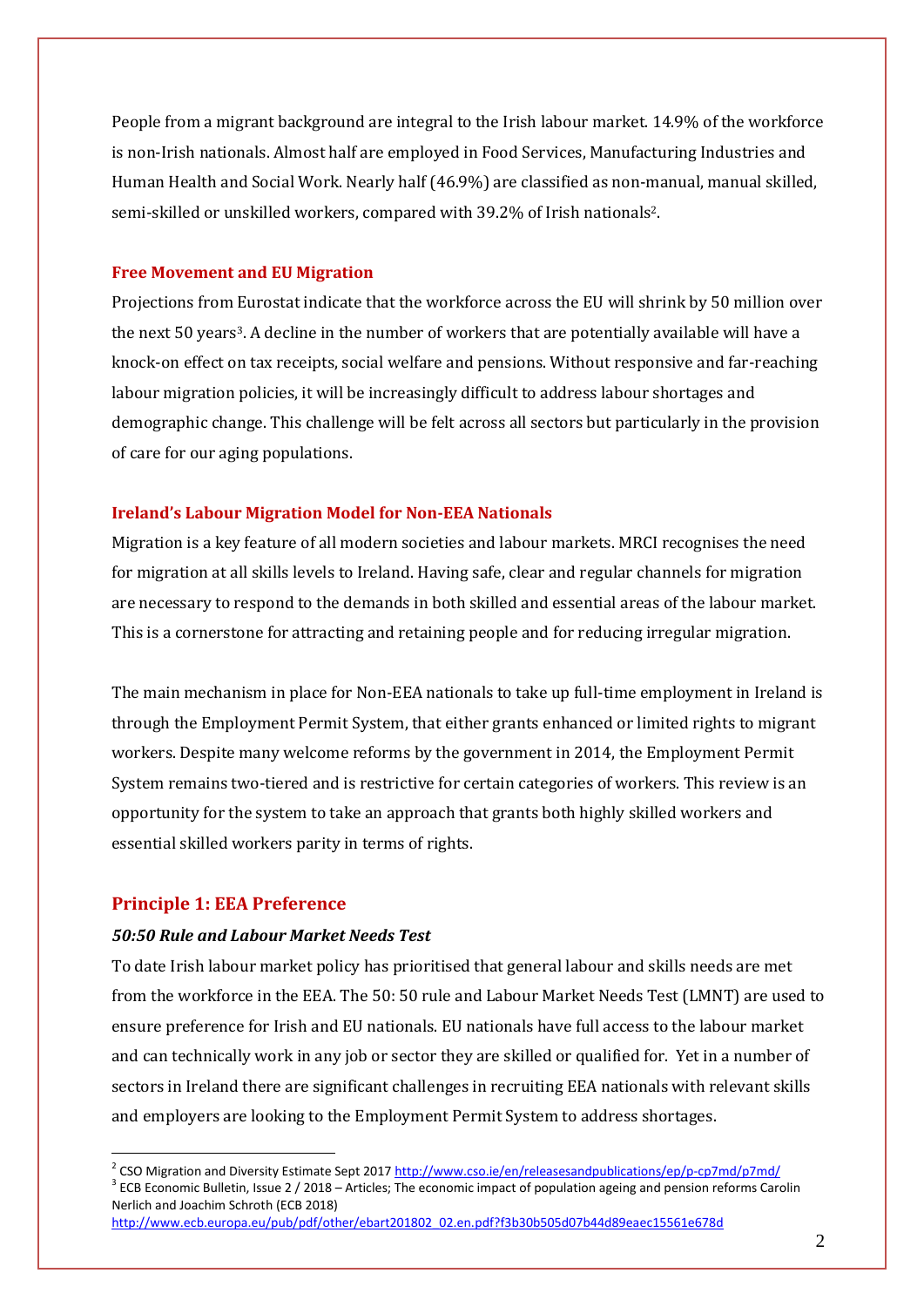People from a migrant background are integral to the Irish labour market. 14.9% of the workforce is non-Irish nationals. Almost half are employed in Food Services, Manufacturing Industries and Human Health and Social Work. Nearly half (46.9%) are classified as non-manual, manual skilled, semi-skilled or unskilled workers, compared with 39.2% of Irish nationals[2].

### Free Movement and EU Migration

Projections from Eurostat indicate that the workforce across the EU will shrink by 50 million over the next 50 years[3]. A decline in the number of workers that are potentially available will have a knock-on effect on tax receipts, social welfare and pensions. Without responsive and far-reaching labour migration policies, it will be increasingly difficult to address labour shortages and demographic change. This challenge will be felt across all sectors but particularly in the provision of care for our aging populations.

### Ireland's Labour Migration Model for Non-EEA Nationals

Migration is a key feature of all modern societies and labour markets. MRCI recognises the need for migration at all skills levels to Ireland. Having safe, clear and regular channels for migration are necessary to respond to the demands in both skilled and essential areas of the labour market. This is a cornerstone for attracting and retaining people and for reducing irregular migration.

The main mechanism in place for Non-EEA nationals to take up full-time employment in Ireland is through the Employment Permit System, that either grants enhanced or limited rights to migrant workers. Despite many welcome reforms by the government in 2014, the Employment Permit System remains two-tiered and is restrictive for certain categories of workers. This review is an opportunity for the system to take an approach that grants both highly skilled workers and essential skilled workers parity in terms of rights.

## Principle 1: EEA Preference

#### *50:50 Rule and Labour Market Needs Test*

To date Irish labour market policy has prioritised that general labour and skills needs are met from the workforce in the EEA. The 50: 50 rule and Labour Market Needs Test (LMNT) are used to ensure preference for Irish and EU nationals. EU nationals have full access to the labour market and can technically work in any job or sector they are skilled or qualified for. Yet in a number of sectors in Ireland there are significant challenges in recruiting EEA nationals with relevant skills and employers are looking to the Employment Permit System to address shortages.

---

[2] CSO Migration and Diversity Estimate Sept 2017 http://www.cso.ie/en/releasesandpublications/ep/p-cp7md/p7md/

[3] ECB Economic Bulletin, Issue 2 / 2018 – Articles; The economic impact of population ageing and pension reforms Carolin Nerlich and Joachim Schroth (ECB 2018) http://www.ecb.europa.eu/pub/pdf/other/ebart201802_02.en.pdf?f3b30b505d07b44d89eaec15561e678d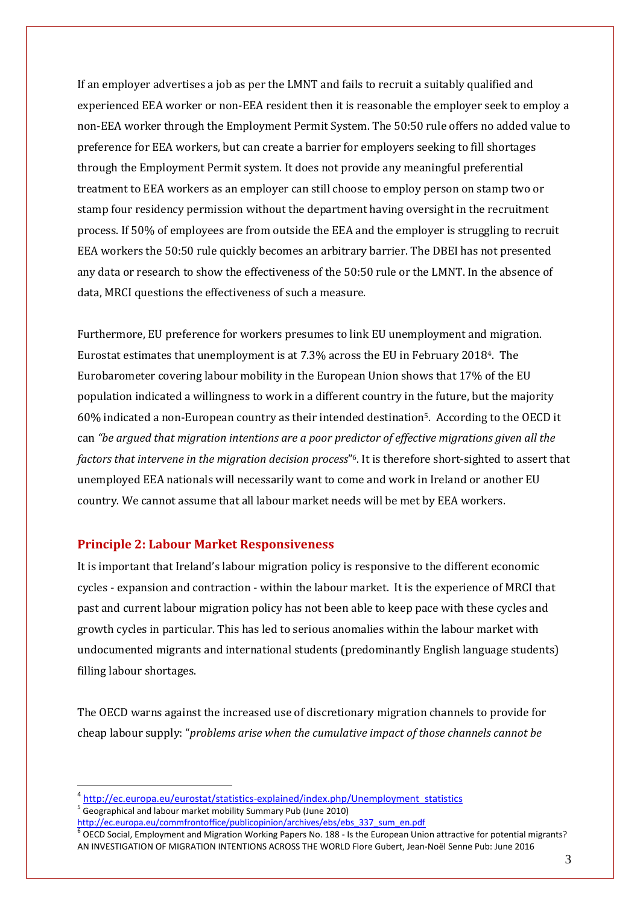If an employer advertises a job as per the LMNT and fails to recruit a suitably qualified and experienced EEA worker or non-EEA resident then it is reasonable the employer seek to employ a non-EEA worker through the Employment Permit System. The 50:50 rule offers no added value to preference for EEA workers, but can create a barrier for employers seeking to fill shortages through the Employment Permit system. It does not provide any meaningful preferential treatment to EEA workers as an employer can still choose to employ person on stamp two or stamp four residency permission without the department having oversight in the recruitment process. If 50% of employees are from outside the EEA and the employer is struggling to recruit EEA workers the 50:50 rule quickly becomes an arbitrary barrier. The DBEI has not presented any data or research to show the effectiveness of the 50:50 rule or the LMNT. In the absence of data, MRCI questions the effectiveness of such a measure.

Furthermore, EU preference for workers presumes to link EU unemployment and migration. Eurostat estimates that unemployment is at 7.3% across the EU in February 2018[4]. The Eurobarometer covering labour mobility in the European Union shows that 17% of the EU population indicated a willingness to work in a different country in the future, but the majority 60% indicated a non-European country as their intended destination[5]. According to the OECD it can *"be argued that migration intentions are a poor predictor of effective migrations given all the factors that intervene in the migration decision process*"[6]. It is therefore short-sighted to assert that unemployed EEA nationals will necessarily want to come and work in Ireland or another EU country. We cannot assume that all labour market needs will be met by EEA workers.

## Principle 2: Labour Market Responsiveness

It is important that Ireland's labour migration policy is responsive to the different economic cycles - expansion and contraction - within the labour market. It is the experience of MRCI that past and current labour migration policy has not been able to keep pace with these cycles and growth cycles in particular. This has led to serious anomalies within the labour market with undocumented migrants and international students (predominantly English language students) filling labour shortages.

The OECD warns against the increased use of discretionary migration channels to provide for cheap labour supply: "*problems arise when the cumulative impact of those channels cannot be*

---

[4] http://ec.europa.eu/eurostat/statistics-explained/index.php/Unemployment_statistics

[5] Geographical and labour market mobility Summary Pub (June 2010) http://ec.europa.eu/commfrontoffice/publicopinion/archives/ebs/ebs_337_sum_en.pdf

[6] OECD Social, Employment and Migration Working Papers No. 188 - Is the European Union attractive for potential migrants? AN INVESTIGATION OF MIGRATION INTENTIONS ACROSS THE WORLD Flore Gubert, Jean-Noël Senne Pub: June 2016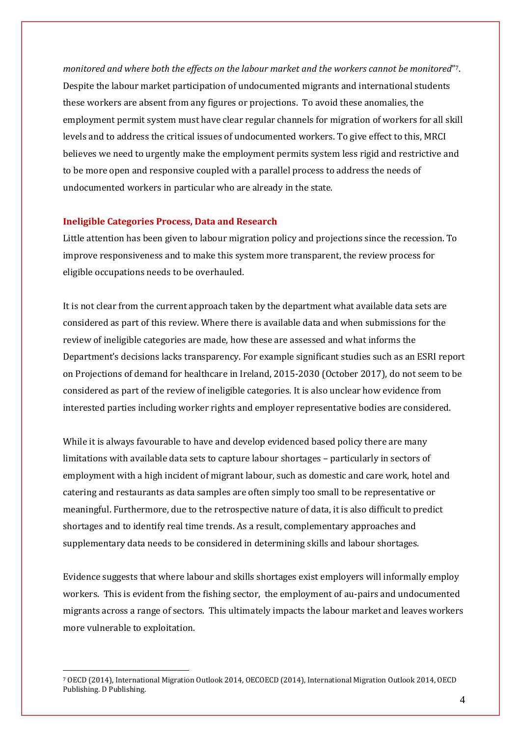*monitored and where both the effects on the labour market and the workers cannot be monitored*"[7]. Despite the labour market participation of undocumented migrants and international students these workers are absent from any figures or projections. To avoid these anomalies, the employment permit system must have clear regular channels for migration of workers for all skill levels and to address the critical issues of undocumented workers. To give effect to this, MRCI believes we need to urgently make the employment permits system less rigid and restrictive and to be more open and responsive coupled with a parallel process to address the needs of undocumented workers in particular who are already in the state.

**Ineligible Categories Process, Data and Research**

Little attention has been given to labour migration policy and projections since the recession. To improve responsiveness and to make this system more transparent, the review process for eligible occupations needs to be overhauled.

It is not clear from the current approach taken by the department what available data sets are considered as part of this review. Where there is available data and when submissions for the review of ineligible categories are made, how these are assessed and what informs the Department's decisions lacks transparency. For example significant studies such as an ESRI report on Projections of demand for healthcare in Ireland, 2015-2030 (October 2017), do not seem to be considered as part of the review of ineligible categories. It is also unclear how evidence from interested parties including worker rights and employer representative bodies are considered.

While it is always favourable to have and develop evidenced based policy there are many limitations with available data sets to capture labour shortages – particularly in sectors of employment with a high incident of migrant labour, such as domestic and care work, hotel and catering and restaurants as data samples are often simply too small to be representative or meaningful. Furthermore, due to the retrospective nature of data, it is also difficult to predict shortages and to identify real time trends. As a result, complementary approaches and supplementary data needs to be considered in determining skills and labour shortages.

Evidence suggests that where labour and skills shortages exist employers will informally employ workers. This is evident from the fishing sector, the employment of au-pairs and undocumented migrants across a range of sectors. This ultimately impacts the labour market and leaves workers more vulnerable to exploitation.

---

[7] OECD (2014), International Migration Outlook 2014, OECOECD (2014), International Migration Outlook 2014, OECD Publishing. D Publishing.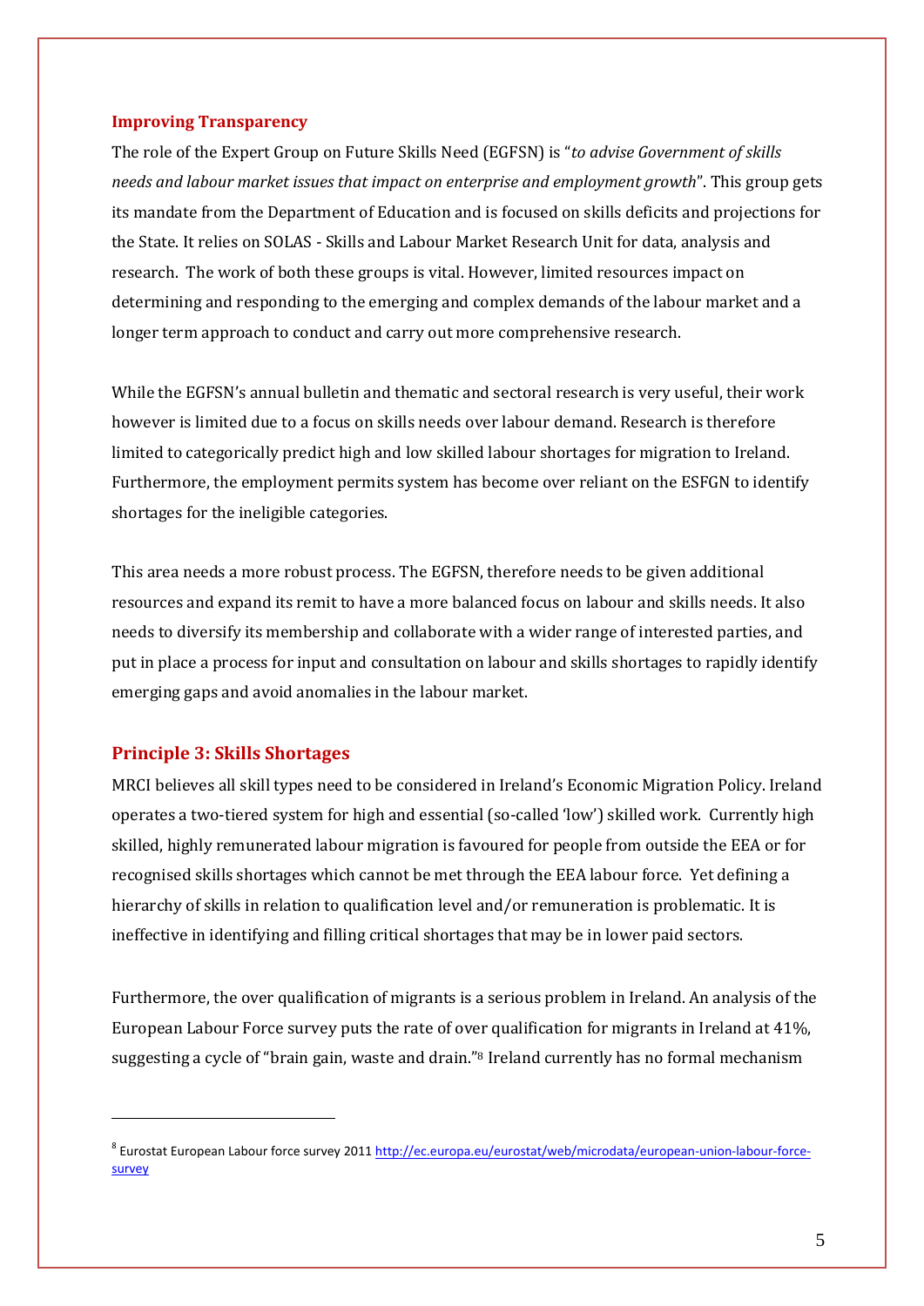### Improving Transparency

The role of the Expert Group on Future Skills Need (EGFSN) is "*to advise Government of skills needs and labour market issues that impact on enterprise and employment growth*". This group gets its mandate from the Department of Education and is focused on skills deficits and projections for the State. It relies on SOLAS - Skills and Labour Market Research Unit for data, analysis and research. The work of both these groups is vital. However, limited resources impact on determining and responding to the emerging and complex demands of the labour market and a longer term approach to conduct and carry out more comprehensive research.

While the EGFSN's annual bulletin and thematic and sectoral research is very useful, their work however is limited due to a focus on skills needs over labour demand. Research is therefore limited to categorically predict high and low skilled labour shortages for migration to Ireland. Furthermore, the employment permits system has become over reliant on the ESFGN to identify shortages for the ineligible categories.

This area needs a more robust process. The EGFSN, therefore needs to be given additional resources and expand its remit to have a more balanced focus on labour and skills needs. It also needs to diversify its membership and collaborate with a wider range of interested parties, and put in place a process for input and consultation on labour and skills shortages to rapidly identify emerging gaps and avoid anomalies in the labour market.

## Principle 3: Skills Shortages

MRCI believes all skill types need to be considered in Ireland's Economic Migration Policy. Ireland operates a two-tiered system for high and essential (so-called 'low') skilled work. Currently high skilled, highly remunerated labour migration is favoured for people from outside the EEA or for recognised skills shortages which cannot be met through the EEA labour force. Yet defining a hierarchy of skills in relation to qualification level and/or remuneration is problematic. It is ineffective in identifying and filling critical shortages that may be in lower paid sectors.

Furthermore, the over qualification of migrants is a serious problem in Ireland. An analysis of the European Labour Force survey puts the rate of over qualification for migrants in Ireland at 41%, suggesting a cycle of "brain gain, waste and drain."[8] Ireland currently has no formal mechanism

---

[8] Eurostat European Labour force survey 2011 http://ec.europa.eu/eurostat/web/microdata/european-union-labour-force-survey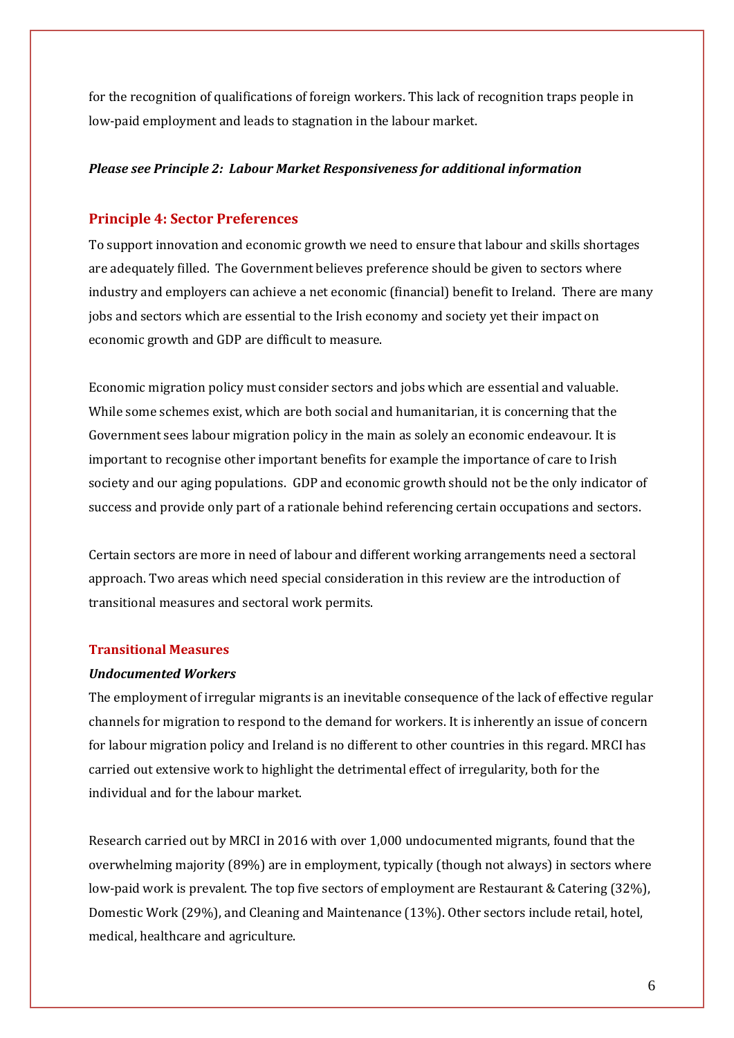for the recognition of qualifications of foreign workers. This lack of recognition traps people in low-paid employment and leads to stagnation in the labour market.

***Please see Principle 2: Labour Market Responsiveness for additional information***

## Principle 4: Sector Preferences

To support innovation and economic growth we need to ensure that labour and skills shortages are adequately filled. The Government believes preference should be given to sectors where industry and employers can achieve a net economic (financial) benefit to Ireland. There are many jobs and sectors which are essential to the Irish economy and society yet their impact on economic growth and GDP are difficult to measure.

Economic migration policy must consider sectors and jobs which are essential and valuable. While some schemes exist, which are both social and humanitarian, it is concerning that the Government sees labour migration policy in the main as solely an economic endeavour. It is important to recognise other important benefits for example the importance of care to Irish society and our aging populations. GDP and economic growth should not be the only indicator of success and provide only part of a rationale behind referencing certain occupations and sectors.

Certain sectors are more in need of labour and different working arrangements need a sectoral approach. Two areas which need special consideration in this review are the introduction of transitional measures and sectoral work permits.

### Transitional Measures

***Undocumented Workers***

The employment of irregular migrants is an inevitable consequence of the lack of effective regular channels for migration to respond to the demand for workers. It is inherently an issue of concern for labour migration policy and Ireland is no different to other countries in this regard. MRCI has carried out extensive work to highlight the detrimental effect of irregularity, both for the individual and for the labour market.

Research carried out by MRCI in 2016 with over 1,000 undocumented migrants, found that the overwhelming majority (89%) are in employment, typically (though not always) in sectors where low-paid work is prevalent. The top five sectors of employment are Restaurant & Catering (32%), Domestic Work (29%), and Cleaning and Maintenance (13%). Other sectors include retail, hotel, medical, healthcare and agriculture.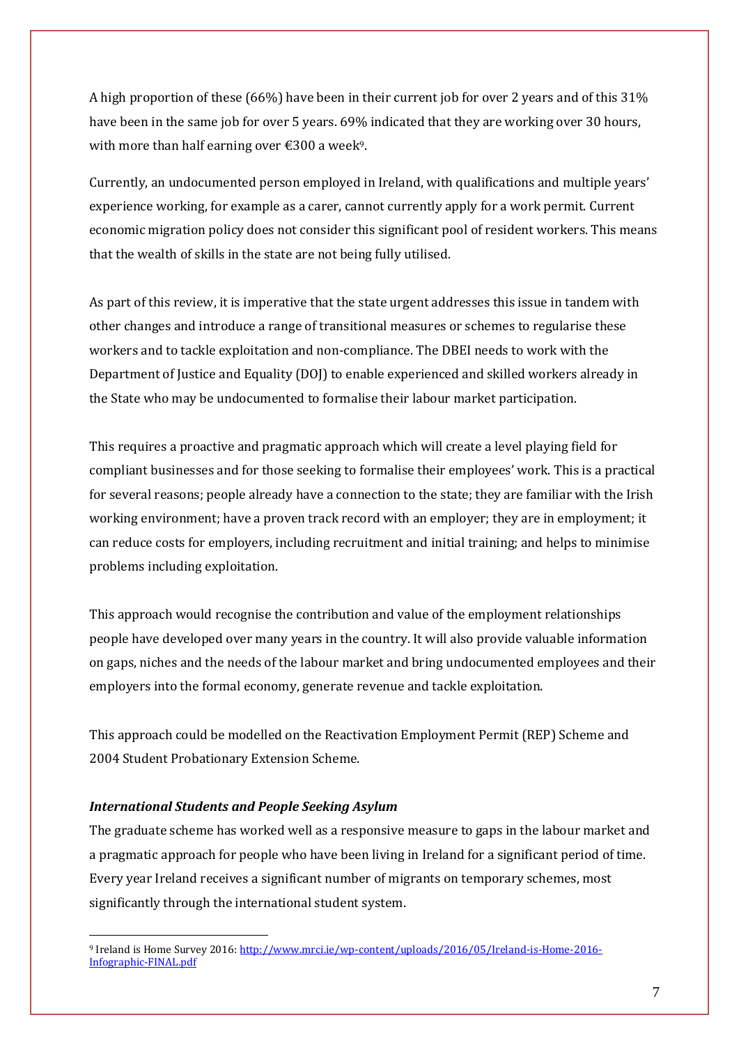A high proportion of these (66%) have been in their current job for over 2 years and of this 31% have been in the same job for over 5 years. 69% indicated that they are working over 30 hours, with more than half earning over €300 a week[9].

Currently, an undocumented person employed in Ireland, with qualifications and multiple years' experience working, for example as a carer, cannot currently apply for a work permit. Current economic migration policy does not consider this significant pool of resident workers. This means that the wealth of skills in the state are not being fully utilised.

As part of this review, it is imperative that the state urgent addresses this issue in tandem with other changes and introduce a range of transitional measures or schemes to regularise these workers and to tackle exploitation and non-compliance. The DBEI needs to work with the Department of Justice and Equality (DOJ) to enable experienced and skilled workers already in the State who may be undocumented to formalise their labour market participation.

This requires a proactive and pragmatic approach which will create a level playing field for compliant businesses and for those seeking to formalise their employees' work. This is a practical for several reasons; people already have a connection to the state; they are familiar with the Irish working environment; have a proven track record with an employer; they are in employment; it can reduce costs for employers, including recruitment and initial training; and helps to minimise problems including exploitation.

This approach would recognise the contribution and value of the employment relationships people have developed over many years in the country. It will also provide valuable information on gaps, niches and the needs of the labour market and bring undocumented employees and their employers into the formal economy, generate revenue and tackle exploitation.

This approach could be modelled on the Reactivation Employment Permit (REP) Scheme and 2004 Student Probationary Extension Scheme.

***International Students and People Seeking Asylum***

The graduate scheme has worked well as a responsive measure to gaps in the labour market and a pragmatic approach for people who have been living in Ireland for a significant period of time. Every year Ireland receives a significant number of migrants on temporary schemes, most significantly through the international student system.

[9] Ireland is Home Survey 2016: http://www.mrci.ie/wp-content/uploads/2016/05/Ireland-is-Home-2016-Infographic-FINAL.pdf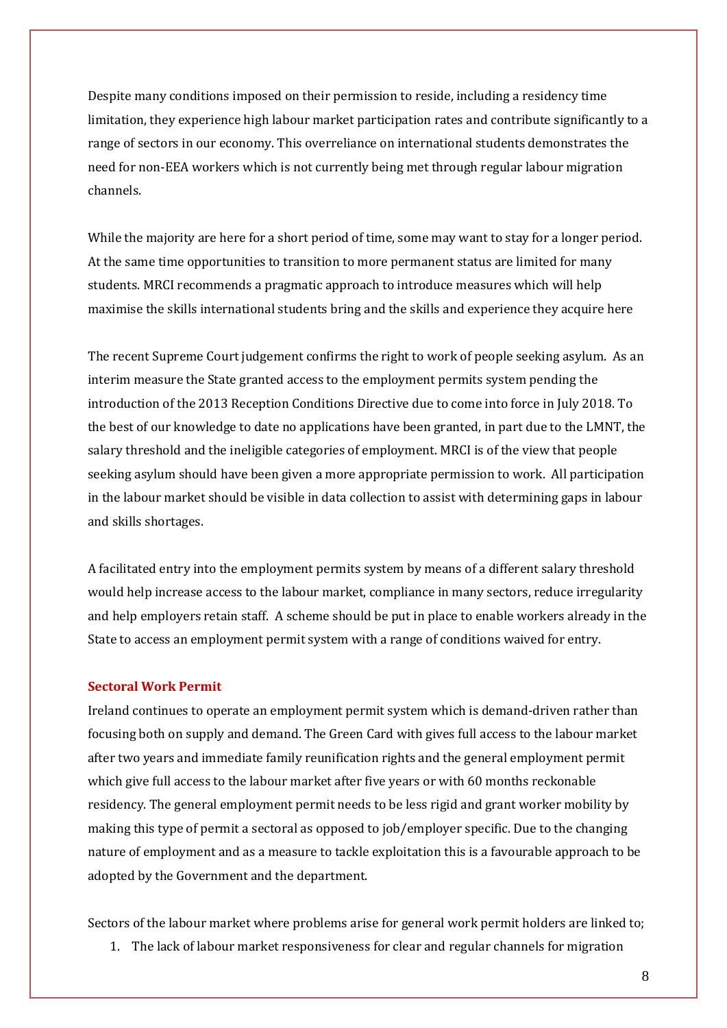Despite many conditions imposed on their permission to reside, including a residency time limitation, they experience high labour market participation rates and contribute significantly to a range of sectors in our economy. This overreliance on international students demonstrates the need for non-EEA workers which is not currently being met through regular labour migration channels.

While the majority are here for a short period of time, some may want to stay for a longer period. At the same time opportunities to transition to more permanent status are limited for many students. MRCI recommends a pragmatic approach to introduce measures which will help maximise the skills international students bring and the skills and experience they acquire here

The recent Supreme Court judgement confirms the right to work of people seeking asylum. As an interim measure the State granted access to the employment permits system pending the introduction of the 2013 Reception Conditions Directive due to come into force in July 2018. To the best of our knowledge to date no applications have been granted, in part due to the LMNT, the salary threshold and the ineligible categories of employment. MRCI is of the view that people seeking asylum should have been given a more appropriate permission to work. All participation in the labour market should be visible in data collection to assist with determining gaps in labour and skills shortages.

A facilitated entry into the employment permits system by means of a different salary threshold would help increase access to the labour market, compliance in many sectors, reduce irregularity and help employers retain staff. A scheme should be put in place to enable workers already in the State to access an employment permit system with a range of conditions waived for entry.

## Sectoral Work Permit

Ireland continues to operate an employment permit system which is demand-driven rather than focusing both on supply and demand. The Green Card with gives full access to the labour market after two years and immediate family reunification rights and the general employment permit which give full access to the labour market after five years or with 60 months reckonable residency. The general employment permit needs to be less rigid and grant worker mobility by making this type of permit a sectoral as opposed to job/employer specific. Due to the changing nature of employment and as a measure to tackle exploitation this is a favourable approach to be adopted by the Government and the department.

Sectors of the labour market where problems arise for general work permit holders are linked to;

1. The lack of labour market responsiveness for clear and regular channels for migration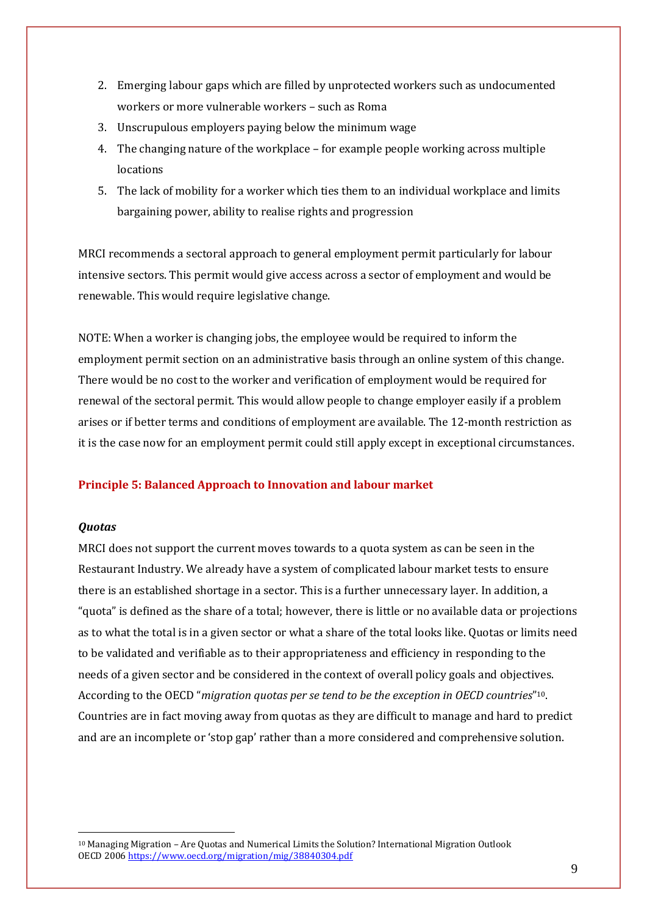2. Emerging labour gaps which are filled by unprotected workers such as undocumented workers or more vulnerable workers – such as Roma
3. Unscrupulous employers paying below the minimum wage
4. The changing nature of the workplace – for example people working across multiple locations
5. The lack of mobility for a worker which ties them to an individual workplace and limits bargaining power, ability to realise rights and progression

MRCI recommends a sectoral approach to general employment permit particularly for labour intensive sectors. This permit would give access across a sector of employment and would be renewable. This would require legislative change.

NOTE: When a worker is changing jobs, the employee would be required to inform the employment permit section on an administrative basis through an online system of this change. There would be no cost to the worker and verification of employment would be required for renewal of the sectoral permit. This would allow people to change employer easily if a problem arises or if better terms and conditions of employment are available. The 12-month restriction as it is the case now for an employment permit could still apply except in exceptional circumstances.

## Principle 5: Balanced Approach to Innovation and labour market

### *Quotas*

MRCI does not support the current moves towards to a quota system as can be seen in the Restaurant Industry. We already have a system of complicated labour market tests to ensure there is an established shortage in a sector. This is a further unnecessary layer. In addition, a "quota" is defined as the share of a total; however, there is little or no available data or projections as to what the total is in a given sector or what a share of the total looks like. Quotas or limits need to be validated and verifiable as to their appropriateness and efficiency in responding to the needs of a given sector and be considered in the context of overall policy goals and objectives. According to the OECD "*migration quotas per se tend to be the exception in OECD countries*"[10]. Countries are in fact moving away from quotas as they are difficult to manage and hard to predict and are an incomplete or 'stop gap' rather than a more considered and comprehensive solution.

---

[10] Managing Migration – Are Quotas and Numerical Limits the Solution? International Migration Outlook OECD 2006 https://www.oecd.org/migration/mig/38840304.pdf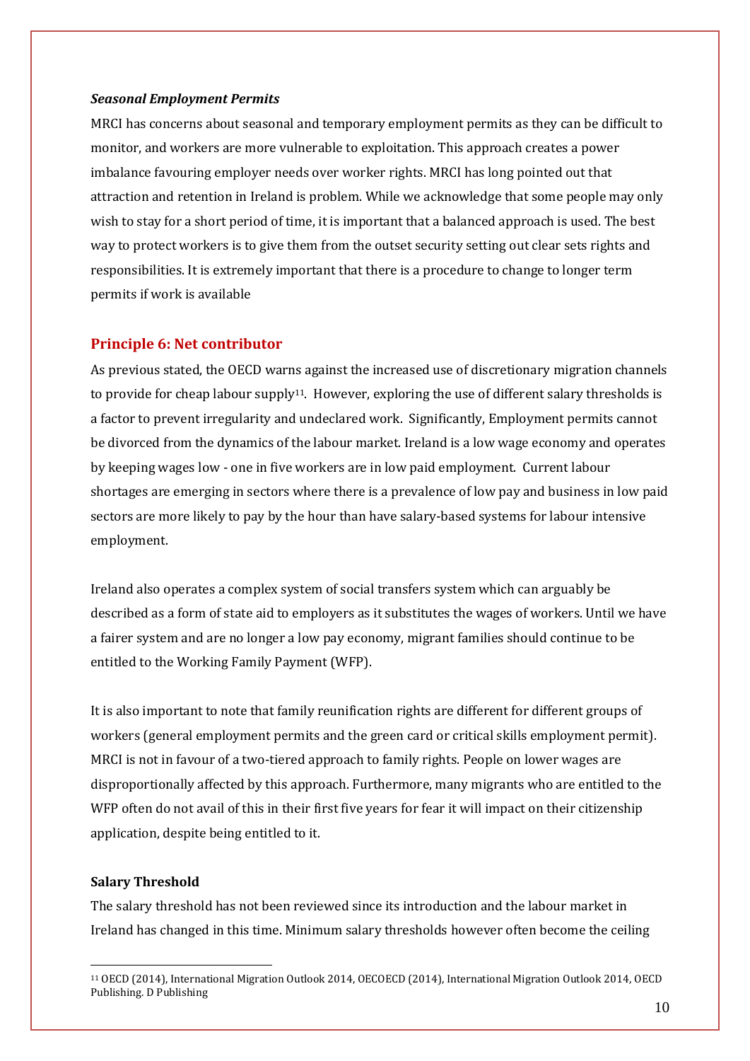***Seasonal Employment Permits***

MRCI has concerns about seasonal and temporary employment permits as they can be difficult to monitor, and workers are more vulnerable to exploitation. This approach creates a power imbalance favouring employer needs over worker rights. MRCI has long pointed out that attraction and retention in Ireland is problem. While we acknowledge that some people may only wish to stay for a short period of time, it is important that a balanced approach is used. The best way to protect workers is to give them from the outset security setting out clear sets rights and responsibilities. It is extremely important that there is a procedure to change to longer term permits if work is available

## Principle 6: Net contributor

As previous stated, the OECD warns against the increased use of discretionary migration channels to provide for cheap labour supply[11]. However, exploring the use of different salary thresholds is a factor to prevent irregularity and undeclared work. Significantly, Employment permits cannot be divorced from the dynamics of the labour market. Ireland is a low wage economy and operates by keeping wages low - one in five workers are in low paid employment. Current labour shortages are emerging in sectors where there is a prevalence of low pay and business in low paid sectors are more likely to pay by the hour than have salary-based systems for labour intensive employment.

Ireland also operates a complex system of social transfers system which can arguably be described as a form of state aid to employers as it substitutes the wages of workers. Until we have a fairer system and are no longer a low pay economy, migrant families should continue to be entitled to the Working Family Payment (WFP).

It is also important to note that family reunification rights are different for different groups of workers (general employment permits and the green card or critical skills employment permit). MRCI is not in favour of a two-tiered approach to family rights. People on lower wages are disproportionally affected by this approach. Furthermore, many migrants who are entitled to the WFP often do not avail of this in their first five years for fear it will impact on their citizenship application, despite being entitled to it.

**Salary Threshold**

The salary threshold has not been reviewed since its introduction and the labour market in Ireland has changed in this time. Minimum salary thresholds however often become the ceiling

[11] OECD (2014), International Migration Outlook 2014, OECOECD (2014), International Migration Outlook 2014, OECD Publishing. D Publishing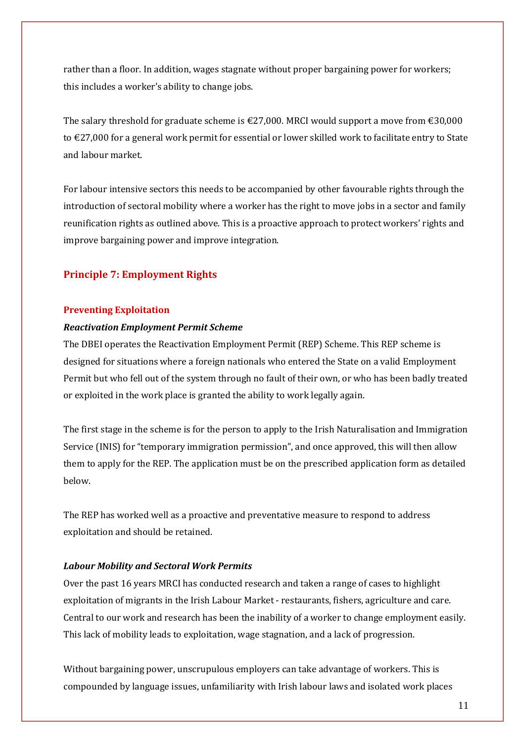rather than a floor. In addition, wages stagnate without proper bargaining power for workers; this includes a worker's ability to change jobs.

The salary threshold for graduate scheme is €27,000. MRCI would support a move from €30,000 to €27,000 for a general work permit for essential or lower skilled work to facilitate entry to State and labour market.

For labour intensive sectors this needs to be accompanied by other favourable rights through the introduction of sectoral mobility where a worker has the right to move jobs in a sector and family reunification rights as outlined above. This is a proactive approach to protect workers' rights and improve bargaining power and improve integration.

## Principle 7: Employment Rights

### Preventing Exploitation

#### *Reactivation Employment Permit Scheme*

The DBEI operates the Reactivation Employment Permit (REP) Scheme. This REP scheme is designed for situations where a foreign nationals who entered the State on a valid Employment Permit but who fell out of the system through no fault of their own, or who has been badly treated or exploited in the work place is granted the ability to work legally again.

The first stage in the scheme is for the person to apply to the Irish Naturalisation and Immigration Service (INIS) for "temporary immigration permission", and once approved, this will then allow them to apply for the REP. The application must be on the prescribed application form as detailed below.

The REP has worked well as a proactive and preventative measure to respond to address exploitation and should be retained.

#### *Labour Mobility and Sectoral Work Permits*

Over the past 16 years MRCI has conducted research and taken a range of cases to highlight exploitation of migrants in the Irish Labour Market - restaurants, fishers, agriculture and care. Central to our work and research has been the inability of a worker to change employment easily. This lack of mobility leads to exploitation, wage stagnation, and a lack of progression.

Without bargaining power, unscrupulous employers can take advantage of workers. This is compounded by language issues, unfamiliarity with Irish labour laws and isolated work places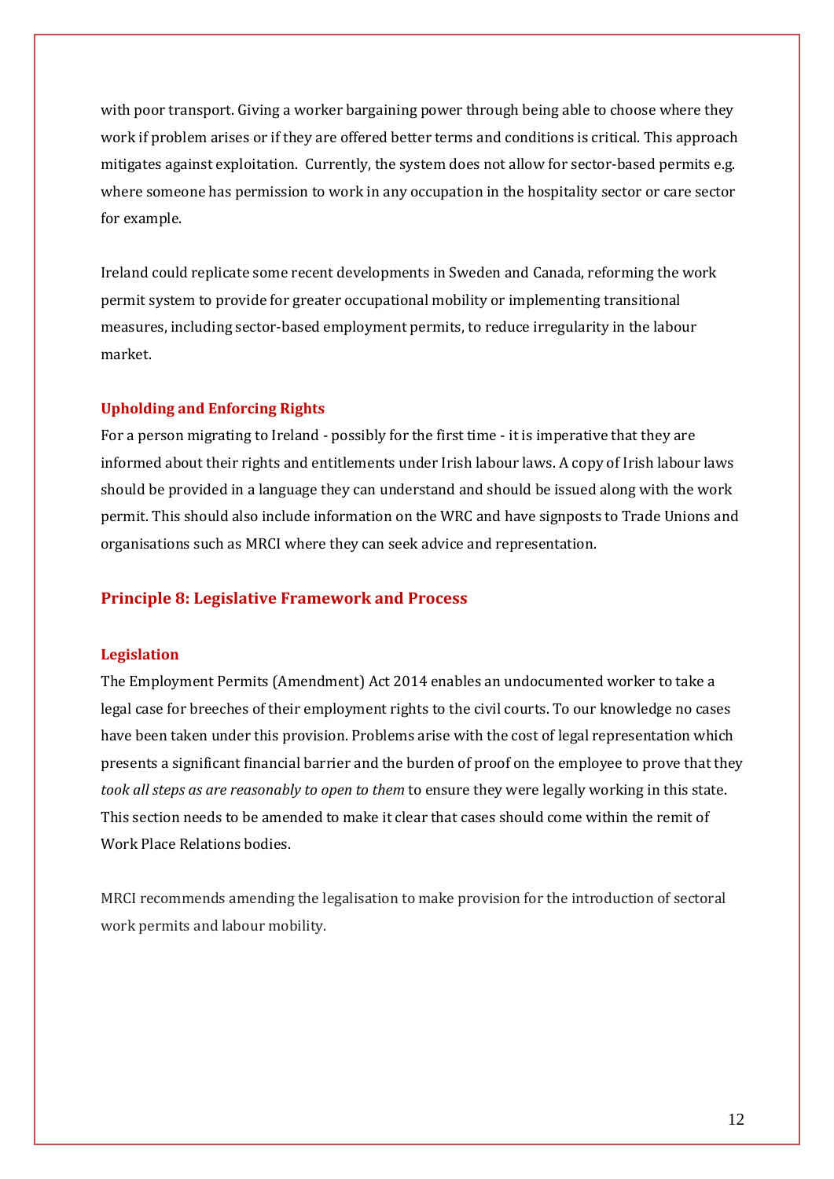with poor transport. Giving a worker bargaining power through being able to choose where they work if problem arises or if they are offered better terms and conditions is critical. This approach mitigates against exploitation. Currently, the system does not allow for sector-based permits e.g. where someone has permission to work in any occupation in the hospitality sector or care sector for example.

Ireland could replicate some recent developments in Sweden and Canada, reforming the work permit system to provide for greater occupational mobility or implementing transitional measures, including sector-based employment permits, to reduce irregularity in the labour market.

### Upholding and Enforcing Rights

For a person migrating to Ireland - possibly for the first time - it is imperative that they are informed about their rights and entitlements under Irish labour laws. A copy of Irish labour laws should be provided in a language they can understand and should be issued along with the work permit. This should also include information on the WRC and have signposts to Trade Unions and organisations such as MRCI where they can seek advice and representation.

## Principle 8: Legislative Framework and Process

### Legislation

The Employment Permits (Amendment) Act 2014 enables an undocumented worker to take a legal case for breeches of their employment rights to the civil courts. To our knowledge no cases have been taken under this provision. Problems arise with the cost of legal representation which presents a significant financial barrier and the burden of proof on the employee to prove that they *took all steps as are reasonably to open to them* to ensure they were legally working in this state. This section needs to be amended to make it clear that cases should come within the remit of Work Place Relations bodies.

MRCI recommends amending the legalisation to make provision for the introduction of sectoral work permits and labour mobility.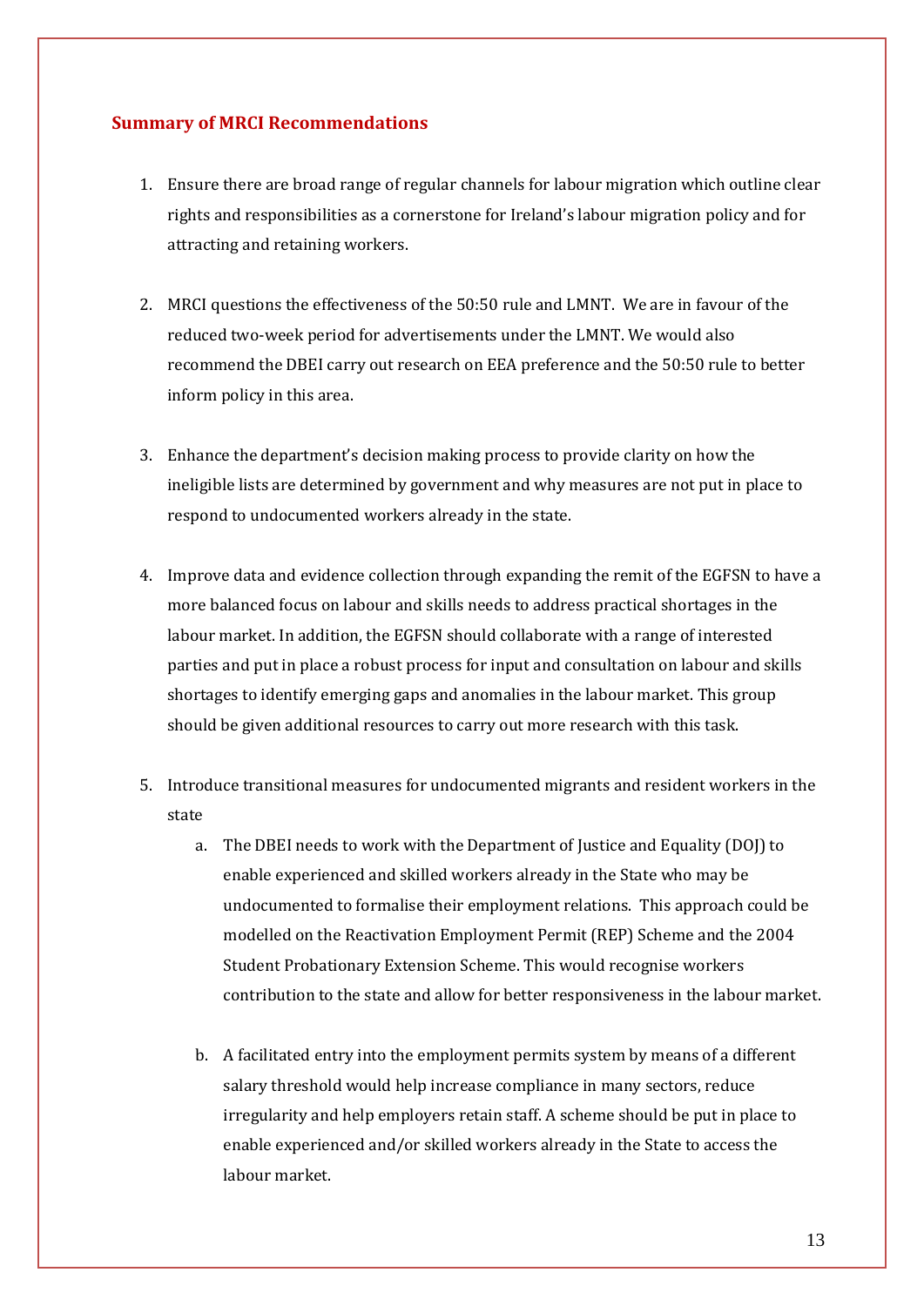## Summary of MRCI Recommendations

1. Ensure there are broad range of regular channels for labour migration which outline clear rights and responsibilities as a cornerstone for Ireland's labour migration policy and for attracting and retaining workers.

2. MRCI questions the effectiveness of the 50:50 rule and LMNT. We are in favour of the reduced two-week period for advertisements under the LMNT. We would also recommend the DBEI carry out research on EEA preference and the 50:50 rule to better inform policy in this area.

3. Enhance the department's decision making process to provide clarity on how the ineligible lists are determined by government and why measures are not put in place to respond to undocumented workers already in the state.

4. Improve data and evidence collection through expanding the remit of the EGFSN to have a more balanced focus on labour and skills needs to address practical shortages in the labour market. In addition, the EGFSN should collaborate with a range of interested parties and put in place a robust process for input and consultation on labour and skills shortages to identify emerging gaps and anomalies in the labour market. This group should be given additional resources to carry out more research with this task.

5. Introduce transitional measures for undocumented migrants and resident workers in the state
    a. The DBEI needs to work with the Department of Justice and Equality (DOJ) to enable experienced and skilled workers already in the State who may be undocumented to formalise their employment relations. This approach could be modelled on the Reactivation Employment Permit (REP) Scheme and the 2004 Student Probationary Extension Scheme. This would recognise workers contribution to the state and allow for better responsiveness in the labour market.

    b. A facilitated entry into the employment permits system by means of a different salary threshold would help increase compliance in many sectors, reduce irregularity and help employers retain staff. A scheme should be put in place to enable experienced and/or skilled workers already in the State to access the labour market.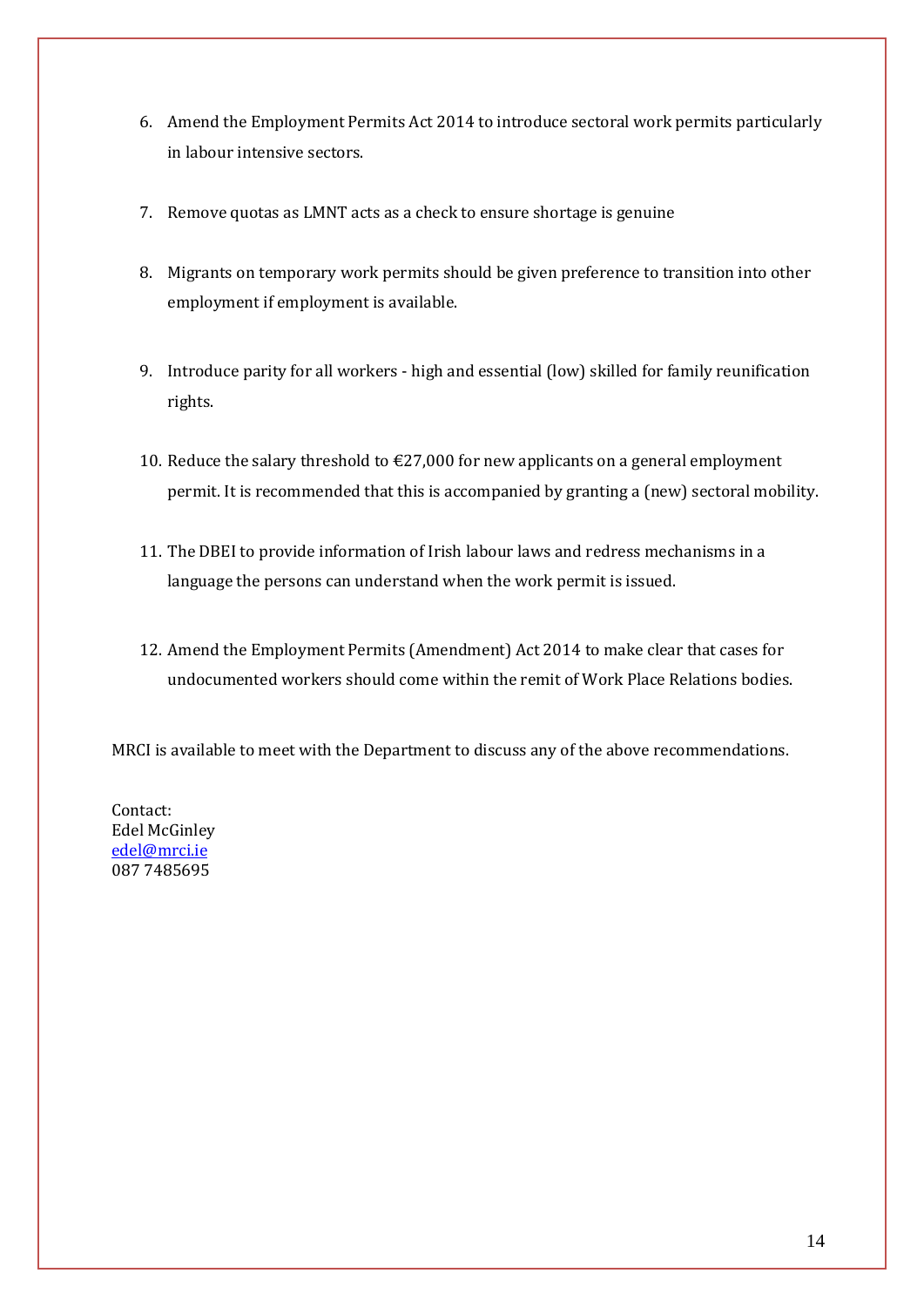6. Amend the Employment Permits Act 2014 to introduce sectoral work permits particularly in labour intensive sectors.

7. Remove quotas as LMNT acts as a check to ensure shortage is genuine

8. Migrants on temporary work permits should be given preference to transition into other employment if employment is available.

9. Introduce parity for all workers - high and essential (low) skilled for family reunification rights.

10. Reduce the salary threshold to €27,000 for new applicants on a general employment permit. It is recommended that this is accompanied by granting a (new) sectoral mobility.

11. The DBEI to provide information of Irish labour laws and redress mechanisms in a language the persons can understand when the work permit is issued.

12. Amend the Employment Permits (Amendment) Act 2014 to make clear that cases for undocumented workers should come within the remit of Work Place Relations bodies.

MRCI is available to meet with the Department to discuss any of the above recommendations.

Contact:
Edel McGinley
edel@mrci.ie
087 7485695